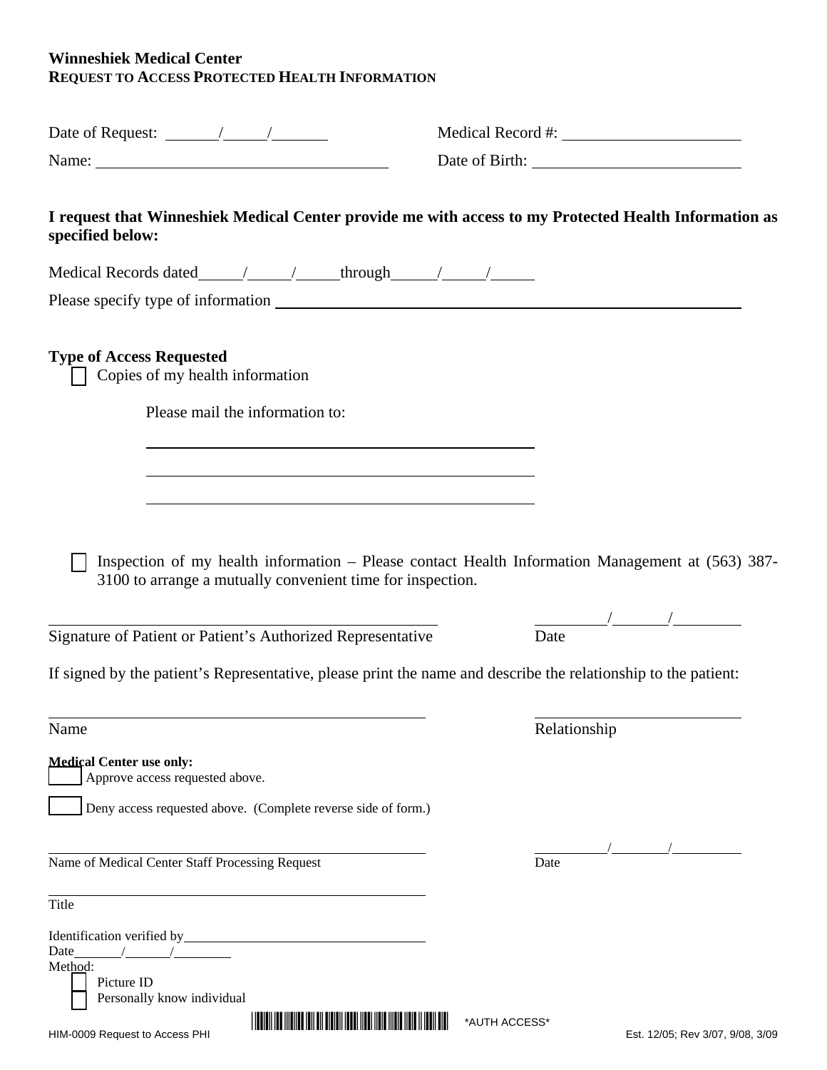**Winneshiek Medical Center**
**REQUEST TO ACCESS PROTECTED HEALTH INFORMATION**

Date of Request: ______/_____/______ Medical Record #: ____________________

Name: ________________________________ Date of Birth: ______________________

**I request that Winneshiek Medical Center provide me with access to my Protected Health Information as specified below:**

Medical Records dated_____/_____/_____through_____/_____/_____

Please specify type of information ________________________________________________

**Type of Access Requested**

☐ Copies of my health information

Please mail the information to:

______________________________________________

______________________________________________

______________________________________________

☐ Inspection of my health information – Please contact Health Information Management at (563) 387-3100 to arrange a mutually convenient time for inspection.

___________________________________________ ________/_______/________

Signature of Patient or Patient's Authorized Representative Date

If signed by the patient's Representative, please print the name and describe the relationship to the patient:

___________________________________________ ________________________

Name Relationship

**Medical Center use only:**

☐ Approve access requested above.

☐ Deny access requested above. (Complete reverse side of form.)

___________________________________________ ________/_______/________

Name of Medical Center Staff Processing Request Date

___________________________________________

Title

Identification verified by_____________________________

Date______/______/________

Method:

☐ Picture ID

☐ Personally know individual

*AUTH ACCESS*

HIM-0009 Request to Access PHI Est. 12/05; Rev 3/07, 9/08, 3/09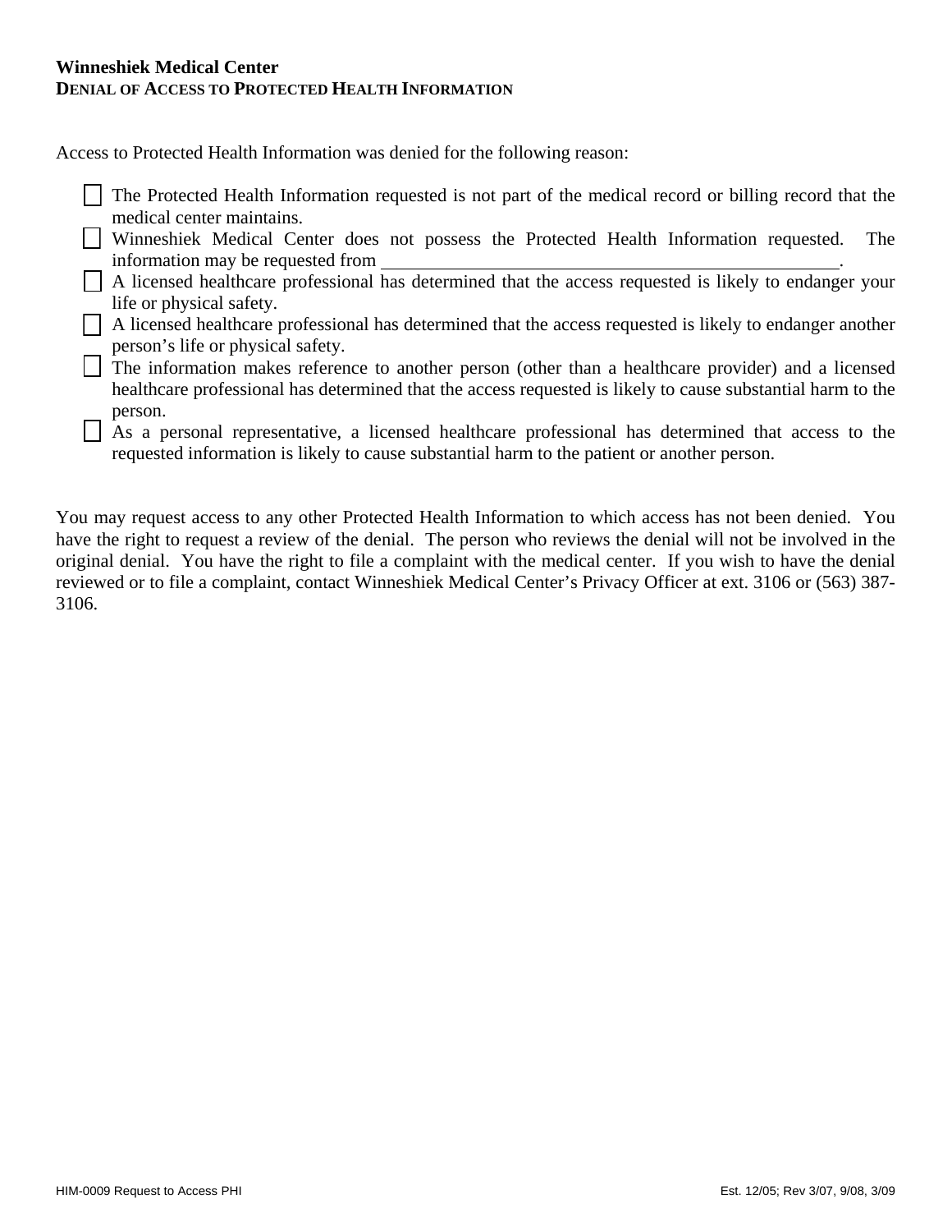**Winneshiek Medical Center**
**DENIAL OF ACCESS TO PROTECTED HEALTH INFORMATION**

Access to Protected Health Information was denied for the following reason:

- ☐ The Protected Health Information requested is not part of the medical record or billing record that the medical center maintains.
- ☐ Winneshiek Medical Center does not possess the Protected Health Information requested. The information may be requested from \_\_\_\_\_\_\_\_\_\_\_\_\_\_\_\_\_\_\_\_\_\_\_\_\_\_\_\_\_\_\_\_\_\_\_\_\_\_\_\_\_\_\_\_.
- ☐ A licensed healthcare professional has determined that the access requested is likely to endanger your life or physical safety.
- ☐ A licensed healthcare professional has determined that the access requested is likely to endanger another person's life or physical safety.
- ☐ The information makes reference to another person (other than a healthcare provider) and a licensed healthcare professional has determined that the access requested is likely to cause substantial harm to the person.
- ☐ As a personal representative, a licensed healthcare professional has determined that access to the requested information is likely to cause substantial harm to the patient or another person.

You may request access to any other Protected Health Information to which access has not been denied. You have the right to request a review of the denial. The person who reviews the denial will not be involved in the original denial. You have the right to file a complaint with the medical center. If you wish to have the denial reviewed or to file a complaint, contact Winneshiek Medical Center's Privacy Officer at ext. 3106 or (563) 387-3106.

HIM-0009 Request to Access PHI Est. 12/05; Rev 3/07, 9/08, 3/09